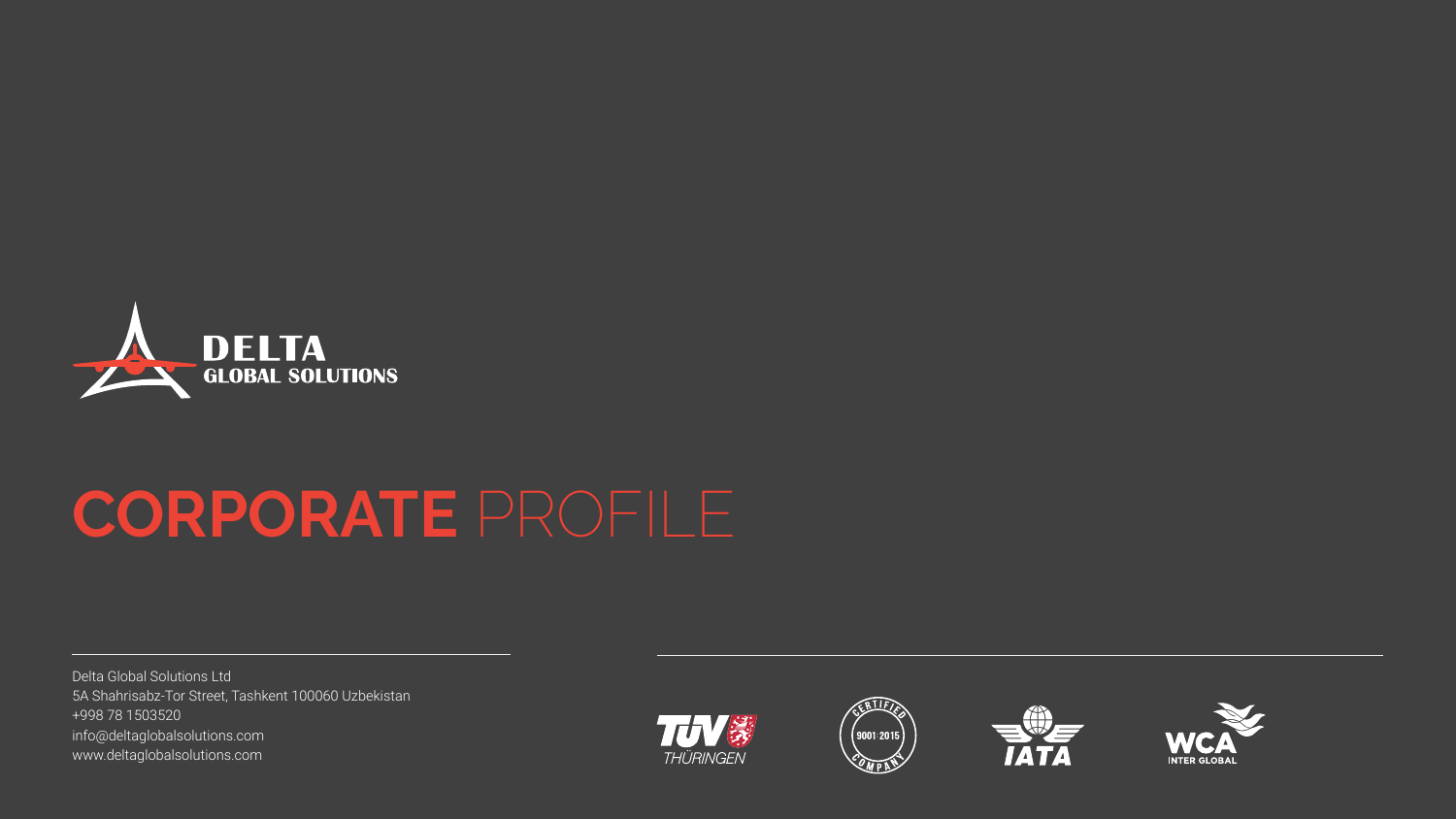**DELTA**
**GLOBAL SOLUTIONS**

# **CORPORATE** PROFILE

Delta Global Solutions Ltd
5A Shahrisabz-Tor Street, Tashkent 100060 Uzbekistan
+998 78 1503520
info@deltaglobalsolutions.com
www.deltaglobalsolutions.com

TÜV THÜRINGEN

CERTIFIED 9001:2015 COMPANY

IATA

WCA INTER GLOBAL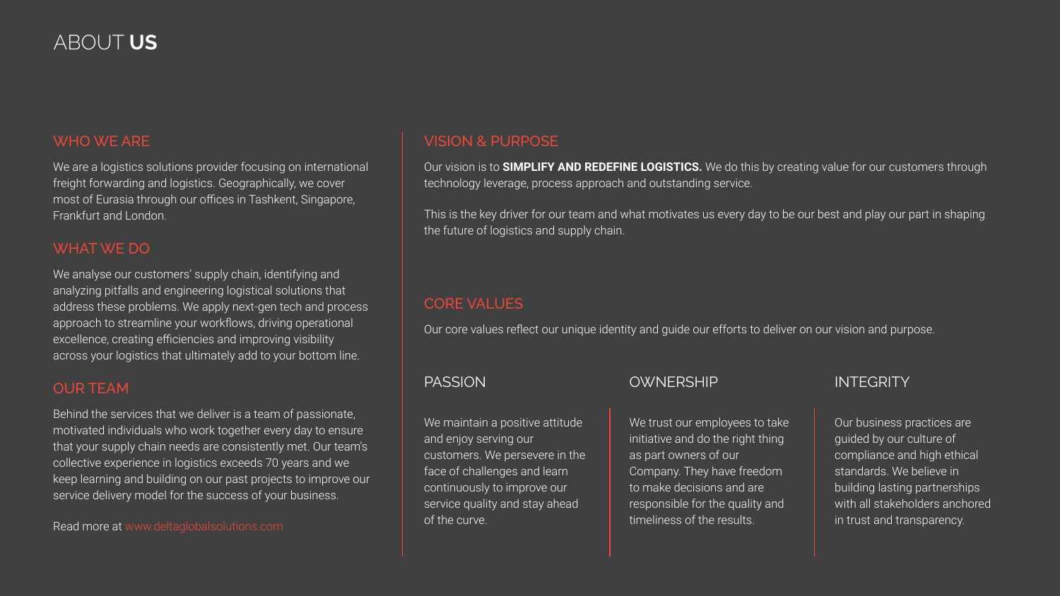# ABOUT **US**

## WHO WE ARE

We are a logistics solutions provider focusing on international freight forwarding and logistics. Geographically, we cover most of Eurasia through our offices in Tashkent, Singapore, Frankfurt and London.

## WHAT WE DO

We analyse our customers' supply chain, identifying and analyzing pitfalls and engineering logistical solutions that address these problems. We apply next-gen tech and process approach to streamline your workflows, driving operational excellence, creating efficiencies and improving visibility across your logistics that ultimately add to your bottom line.

## OUR TEAM

Behind the services that we deliver is a team of passionate, motivated individuals who work together every day to ensure that your supply chain needs are consistently met. Our team's collective experience in logistics exceeds 70 years and we keep learning and building on our past projects to improve our service delivery model for the success of your business.

Read more at www.deltaglobalsolutions.com

## VISION & PURPOSE

Our vision is to **SIMPLIFY AND REDEFINE LOGISTICS.** We do this by creating value for our customers through technology leverage, process approach and outstanding service.

This is the key driver for our team and what motivates us every day to be our best and play our part in shaping the future of logistics and supply chain.

## CORE VALUES

Our core values reflect our unique identity and guide our efforts to deliver on our vision and purpose.

### PASSION

We maintain a positive attitude and enjoy serving our customers. We persevere in the face of challenges and learn continuously to improve our service quality and stay ahead of the curve.

### OWNERSHIP

We trust our employees to take initiative and do the right thing as part owners of our Company. They have freedom to make decisions and are responsible for the quality and timeliness of the results.

### INTEGRITY

Our business practices are guided by our culture of compliance and high ethical standards. We believe in building lasting partnerships with all stakeholders anchored in trust and transparency.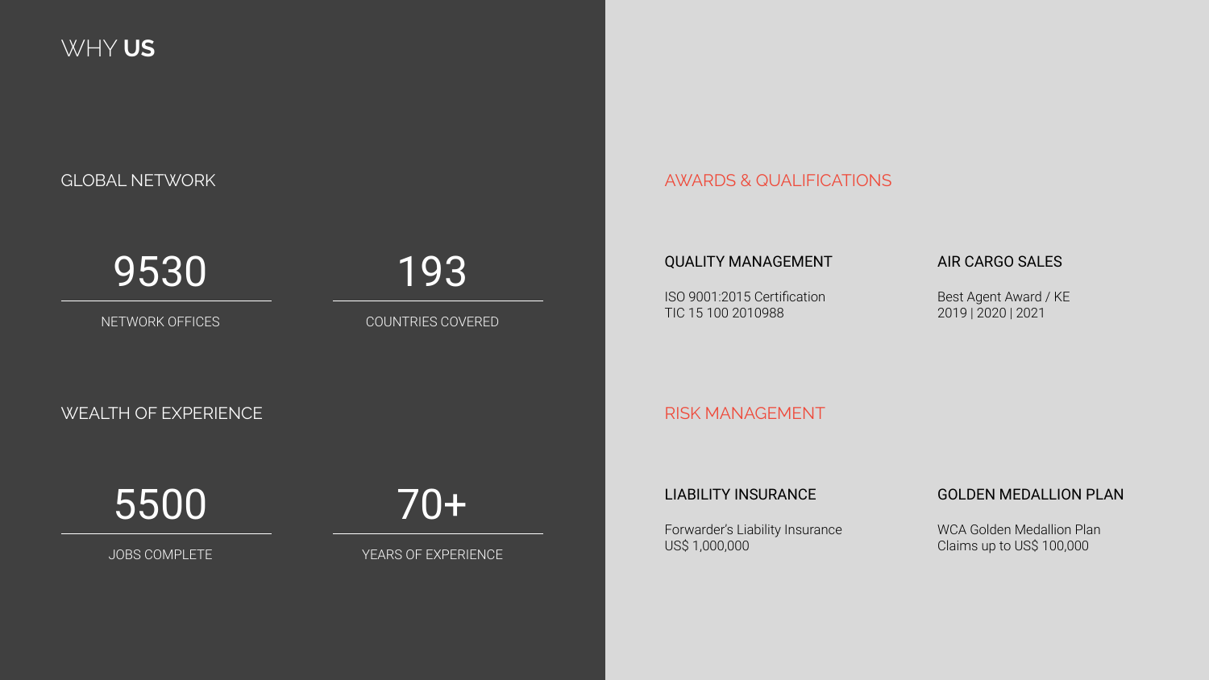# WHY **US**

## GLOBAL NETWORK

**9530**
NETWORK OFFICES

**193**
COUNTRIES COVERED

## WEALTH OF EXPERIENCE

**5500**
JOBS COMPLETE

**70+**
YEARS OF EXPERIENCE

## AWARDS & QUALIFICATIONS

### QUALITY MANAGEMENT

ISO 9001:2015 Certification
TIC 15 100 2010988

### AIR CARGO SALES

Best Agent Award / KE
2019 | 2020 | 2021

## RISK MANAGEMENT

### LIABILITY INSURANCE

Forwarder's Liability Insurance
US$ 1,000,000

### GOLDEN MEDALLION PLAN

WCA Golden Medallion Plan
Claims up to US$ 100,000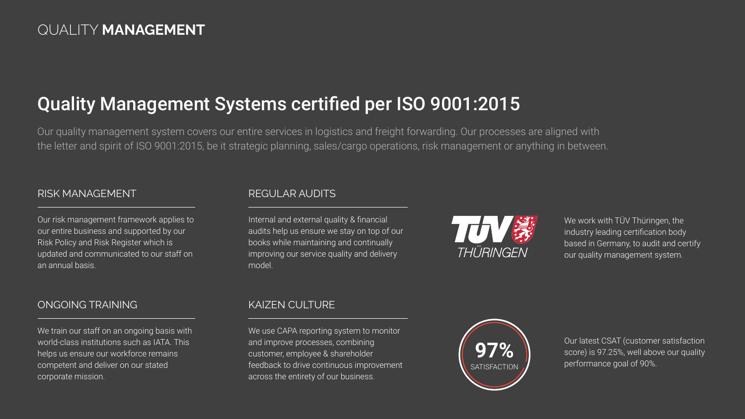# QUALITY **MANAGEMENT**

## Quality Management Systems certified per ISO 9001:2015

Our quality management system covers our entire services in logistics and freight forwarding. Our processes are aligned with the letter and spirit of ISO 9001:2015, be it strategic planning, sales/cargo operations, risk management or anything in between.

### RISK MANAGEMENT

Our risk management framework applies to our entire business and supported by our Risk Policy and Risk Register which is updated and communicated to our staff on an annual basis.

### REGULAR AUDITS

Internal and external quality & financial audits help us ensure we stay on top of our books while maintaining and continually improving our service quality and delivery model.

TÜV THÜRINGEN

We work with TÜV Thüringen, the industry leading certification body based in Germany, to audit and certify our quality management system.

### ONGOING TRAINING

We train our staff on an ongoing basis with world-class institutions such as IATA. This helps us ensure our workforce remains competent and deliver on our stated corporate mission.

### KAIZEN CULTURE

We use CAPA reporting system to monitor and improve processes, combining customer, employee & shareholder feedback to drive continuous improvement across the entirety of our business.

**97%** SATISFACTION

Our latest CSAT (customer satisfaction score) is 97.25%, well above our quality performance goal of 90%.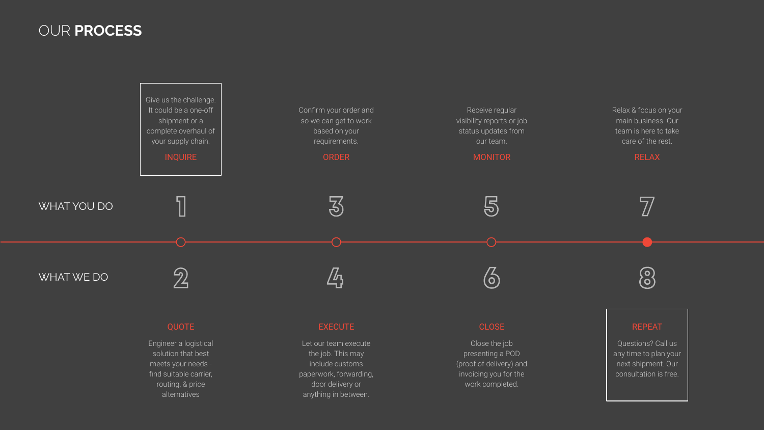# OUR **PROCESS**

## WHAT YOU DO

**1 — INQUIRE**

Give us the challenge. It could be a one-off shipment or a complete overhaul of your supply chain.

**3 — ORDER**

Confirm your order and so we can get to work based on your requirements.

**5 — MONITOR**

Receive regular visibility reports or job status updates from our team.

**7 — RELAX**

Relax & focus on your main business. Our team is here to take care of the rest.

## WHAT WE DO

**2 — QUOTE**

Engineer a logistical solution that best meets your needs - find suitable carrier, routing, & price alternatives

**4 — EXECUTE**

Let our team execute the job. This may include customs paperwork, forwarding, door delivery or anything in between.

**6 — CLOSE**

Close the job presenting a POD (proof of delivery) and invoicing you for the work completed.

**8 — REPEAT**

Questions? Call us any time to plan your next shipment. Our consultation is free.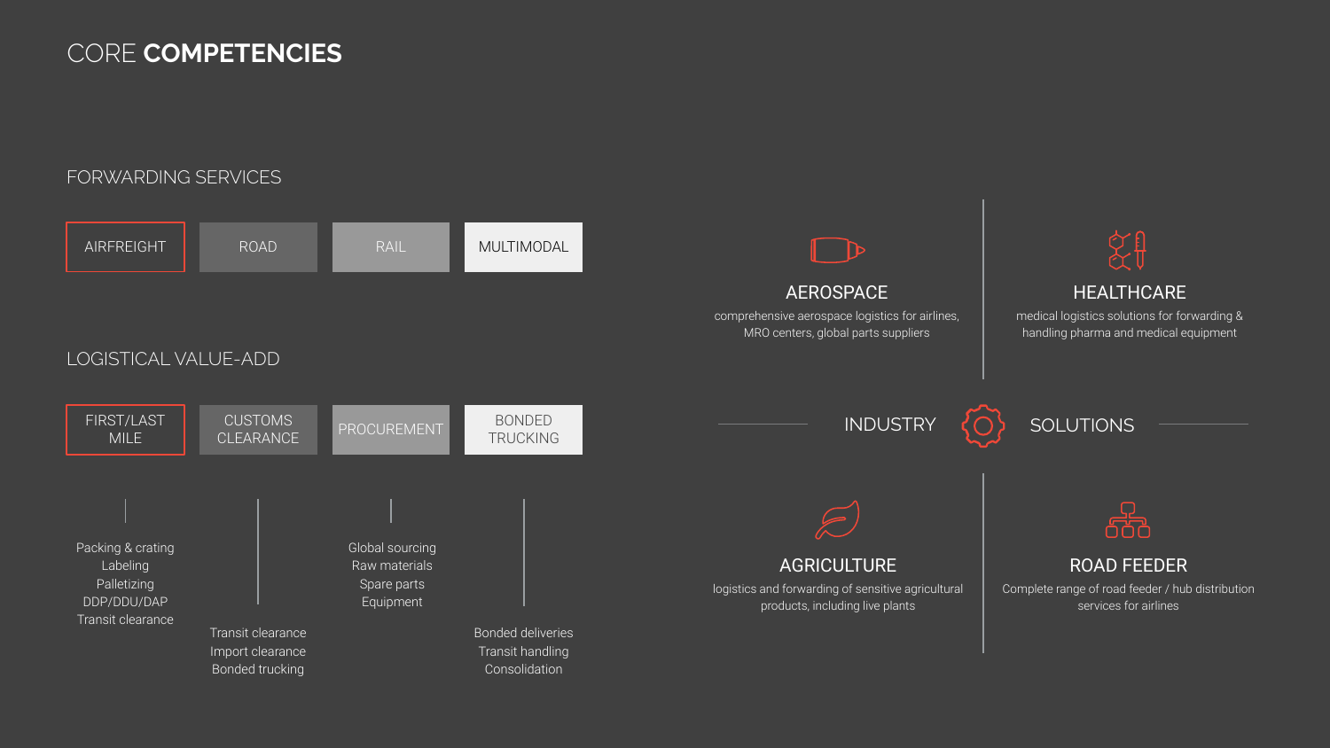# CORE **COMPETENCIES**

## FORWARDING SERVICES

- AIRFREIGHT
- ROAD
- RAIL
- MULTIMODAL

## LOGISTICAL VALUE-ADD

### FIRST/LAST MILE

- Packing & crating
- Labeling
- Palletizing
- DDP/DDU/DAP
- Transit clearance

### CUSTOMS CLEARANCE

- Transit clearance
- Import clearance
- Bonded trucking

### PROCUREMENT

- Global sourcing
- Raw materials
- Spare parts
- Equipment

### BONDED TRUCKING

- Bonded deliveries
- Transit handling
- Consolidation

## INDUSTRY SOLUTIONS

### AEROSPACE

comprehensive aerospace logistics for airlines, MRO centers, global parts suppliers

### HEALTHCARE

medical logistics solutions for forwarding & handling pharma and medical equipment

### AGRICULTURE

logistics and forwarding of sensitive agricultural products, including live plants

### ROAD FEEDER

Complete range of road feeder / hub distribution services for airlines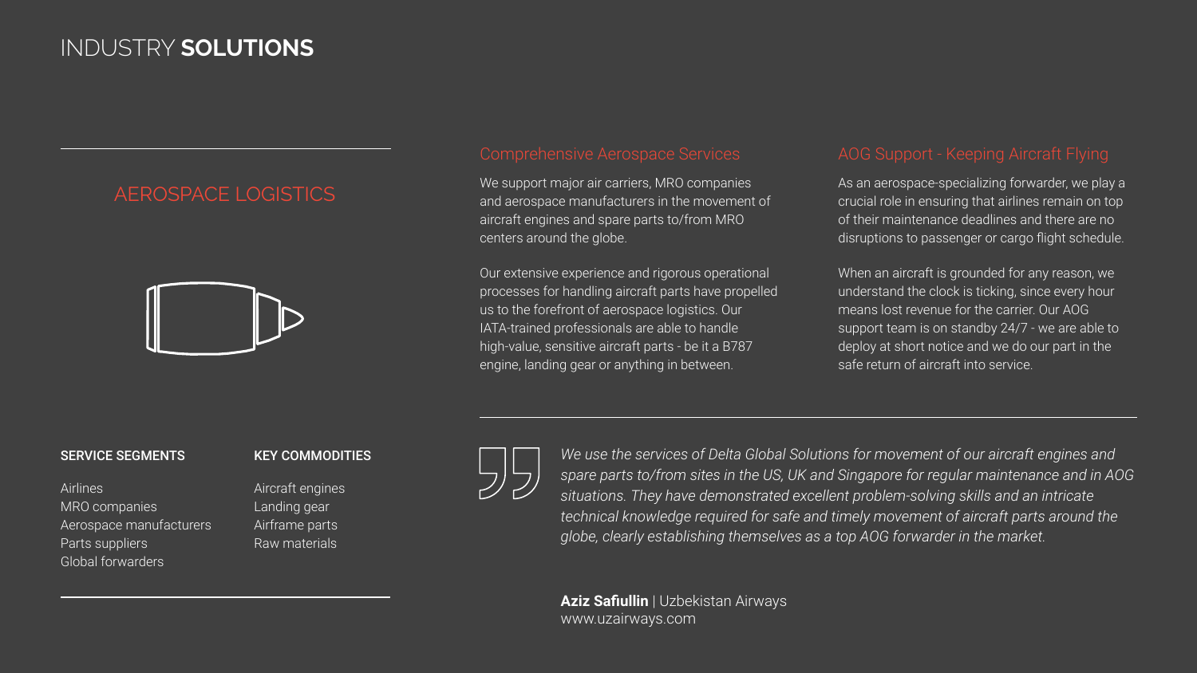# INDUSTRY **SOLUTIONS**

## AEROSPACE LOGISTICS

### Comprehensive Aerospace Services

We support major air carriers, MRO companies and aerospace manufacturers in the movement of aircraft engines and spare parts to/from MRO centers around the globe.

Our extensive experience and rigorous operational processes for handling aircraft parts have propelled us to the forefront of aerospace logistics. Our IATA-trained professionals are able to handle high-value, sensitive aircraft parts - be it a B787 engine, landing gear or anything in between.

### AOG Support - Keeping Aircraft Flying

As an aerospace-specializing forwarder, we play a crucial role in ensuring that airlines remain on top of their maintenance deadlines and there are no disruptions to passenger or cargo flight schedule.

When an aircraft is grounded for any reason, we understand the clock is ticking, since every hour means lost revenue for the carrier. Our AOG support team is on standby 24/7 - we are able to deploy at short notice and we do our part in the safe return of aircraft into service.

**SERVICE SEGMENTS**

- Airlines
- MRO companies
- Aerospace manufacturers
- Parts suppliers
- Global forwarders

**KEY COMMODITIES**

- Aircraft engines
- Landing gear
- Airframe parts
- Raw materials

*We use the services of Delta Global Solutions for movement of our aircraft engines and spare parts to/from sites in the US, UK and Singapore for regular maintenance and in AOG situations. They have demonstrated excellent problem-solving skills and an intricate technical knowledge required for safe and timely movement of aircraft parts around the globe, clearly establishing themselves as a top AOG forwarder in the market.*

**Aziz Safiullin** | Uzbekistan Airways
www.uzairways.com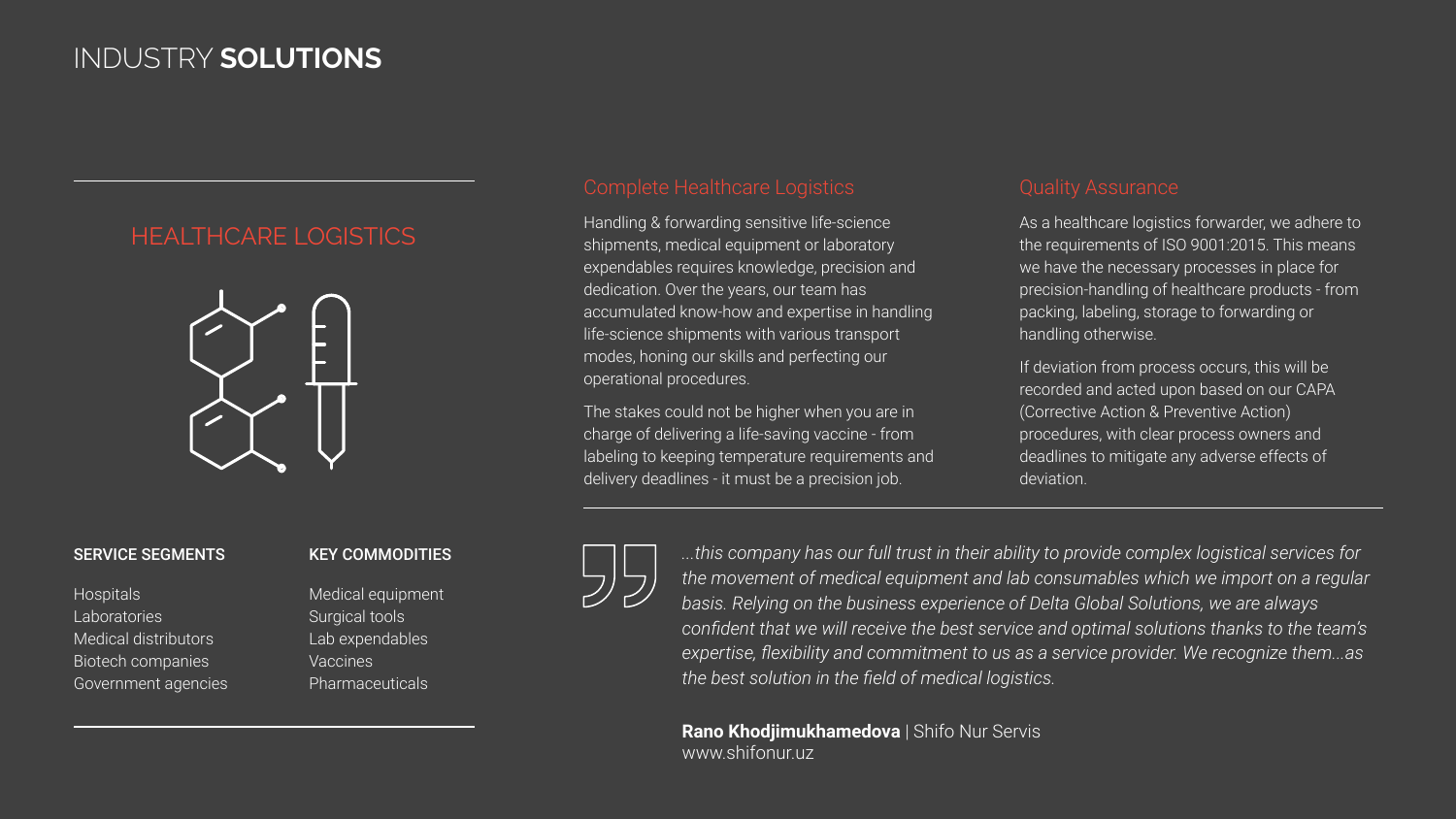# INDUSTRY **SOLUTIONS**

## HEALTHCARE LOGISTICS

### SERVICE SEGMENTS

Hospitals
Laboratories
Medical distributors
Biotech companies
Government agencies

### KEY COMMODITIES

Medical equipment
Surgical tools
Lab expendables
Vaccines
Pharmaceuticals

## Complete Healthcare Logistics

Handling & forwarding sensitive life-science shipments, medical equipment or laboratory expendables requires knowledge, precision and dedication. Over the years, our team has accumulated know-how and expertise in handling life-science shipments with various transport modes, honing our skills and perfecting our operational procedures.

The stakes could not be higher when you are in charge of delivering a life-saving vaccine - from labeling to keeping temperature requirements and delivery deadlines - it must be a precision job.

## Quality Assurance

As a healthcare logistics forwarder, we adhere to the requirements of ISO 9001:2015. This means we have the necessary processes in place for precision-handling of healthcare products - from packing, labeling, storage to forwarding or handling otherwise.

If deviation from process occurs, this will be recorded and acted upon based on our CAPA (Corrective Action & Preventive Action) procedures, with clear process owners and deadlines to mitigate any adverse effects of deviation.

*...this company has our full trust in their ability to provide complex logistical services for the movement of medical equipment and lab consumables which we import on a regular basis. Relying on the business experience of Delta Global Solutions, we are always confident that we will receive the best service and optimal solutions thanks to the team's expertise, flexibility and commitment to us as a service provider. We recognize them...as the best solution in the field of medical logistics.*

**Rano Khodjimukhamedova** | Shifo Nur Servis
www.shifonur.uz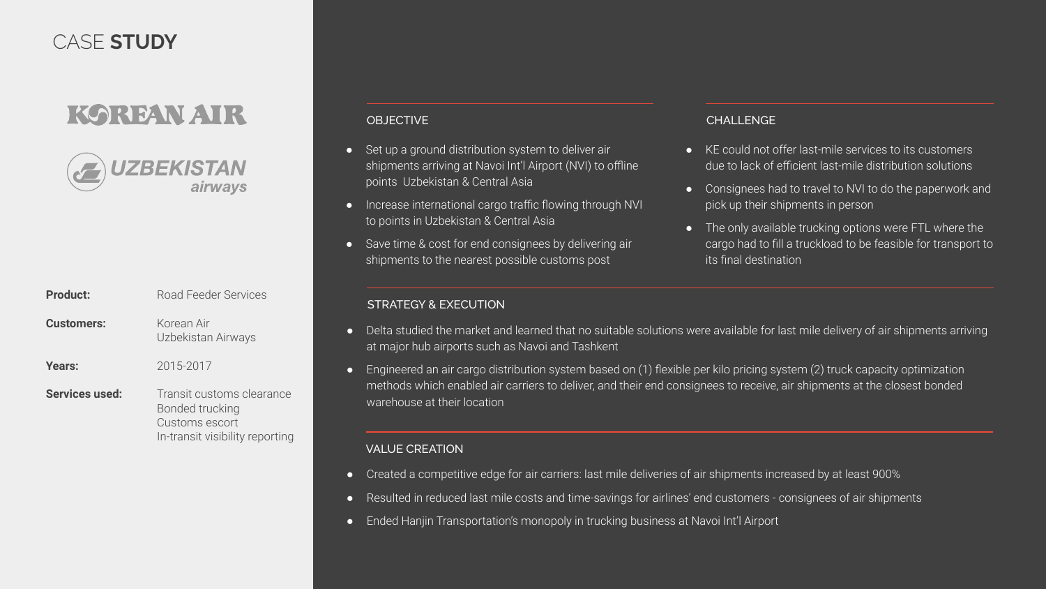# CASE STUDY

KOREAN AIR

UZBEKISTAN airways

| | |
|---|---|
| **Product:** | Road Feeder Services |
| **Customers:** | Korean Air<br>Uzbekistan Airways |
| **Years:** | 2015-2017 |
| **Services used:** | Transit customs clearance<br>Bonded trucking<br>Customs escort<br>In-transit visibility reporting |

## OBJECTIVE

- Set up a ground distribution system to deliver air shipments arriving at Navoi Int'l Airport (NVI) to offline points Uzbekistan & Central Asia
- Increase international cargo traffic flowing through NVI to points in Uzbekistan & Central Asia
- Save time & cost for end consignees by delivering air shipments to the nearest possible customs post

## CHALLENGE

- KE could not offer last-mile services to its customers due to lack of efficient last-mile distribution solutions
- Consignees had to travel to NVI to do the paperwork and pick up their shipments in person
- The only available trucking options were FTL where the cargo had to fill a truckload to be feasible for transport to its final destination

## STRATEGY & EXECUTION

- Delta studied the market and learned that no suitable solutions were available for last mile delivery of air shipments arriving at major hub airports such as Navoi and Tashkent
- Engineered an air cargo distribution system based on (1) flexible per kilo pricing system (2) truck capacity optimization methods which enabled air carriers to deliver, and their end consignees to receive, air shipments at the closest bonded warehouse at their location

## VALUE CREATION

- Created a competitive edge for air carriers: last mile deliveries of air shipments increased by at least 900%
- Resulted in reduced last mile costs and time-savings for airlines' end customers - consignees of air shipments
- Ended Hanjin Transportation's monopoly in trucking business at Navoi Int'l Airport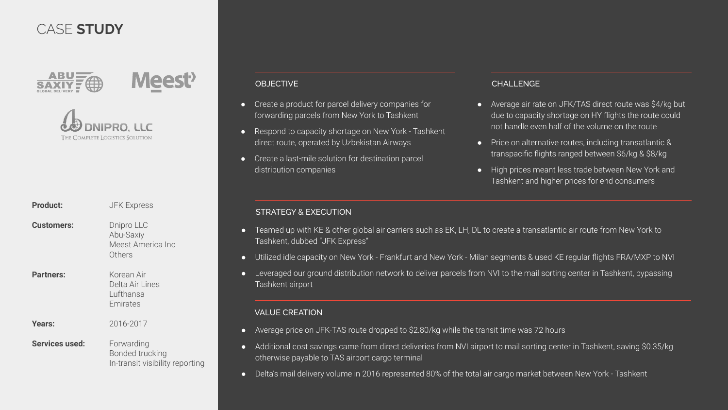# CASE **STUDY**

ABU SAXIY GLOBAL DELIVERY

Meest

DNIPRO, LLC
The Complete Logistics Solution

| | |
|---|---|
| **Product:** | JFK Express |
| **Customers:** | Dnipro LLC<br>Abu-Saxiy<br>Meest America Inc<br>Others |
| **Partners:** | Korean Air<br>Delta Air Lines<br>Lufthansa<br>Emirates |
| **Years:** | 2016-2017 |
| **Services used:** | Forwarding<br>Bonded trucking<br>In-transit visibility reporting |

## OBJECTIVE

- Create a product for parcel delivery companies for forwarding parcels from New York to Tashkent
- Respond to capacity shortage on New York - Tashkent direct route, operated by Uzbekistan Airways
- Create a last-mile solution for destination parcel distribution companies

## CHALLENGE

- Average air rate on JFK/TAS direct route was $4/kg but due to capacity shortage on HY flights the route could not handle even half of the volume on the route
- Price on alternative routes, including transatlantic & transpacific flights ranged between $6/kg & $8/kg
- High prices meant less trade between New York and Tashkent and higher prices for end consumers

## STRATEGY & EXECUTION

- Teamed up with KE & other global air carriers such as EK, LH, DL to create a transatlantic air route from New York to Tashkent, dubbed "JFK Express"
- Utilized idle capacity on New York - Frankfurt and New York - Milan segments & used KE regular flights FRA/MXP to NVI
- Leveraged our ground distribution network to deliver parcels from NVI to the mail sorting center in Tashkent, bypassing Tashkent airport

## VALUE CREATION

- Average price on JFK-TAS route dropped to $2.80/kg while the transit time was 72 hours
- Additional cost savings came from direct deliveries from NVI airport to mail sorting center in Tashkent, saving $0.35/kg otherwise payable to TAS airport cargo terminal
- Delta's mail delivery volume in 2016 represented 80% of the total air cargo market between New York - Tashkent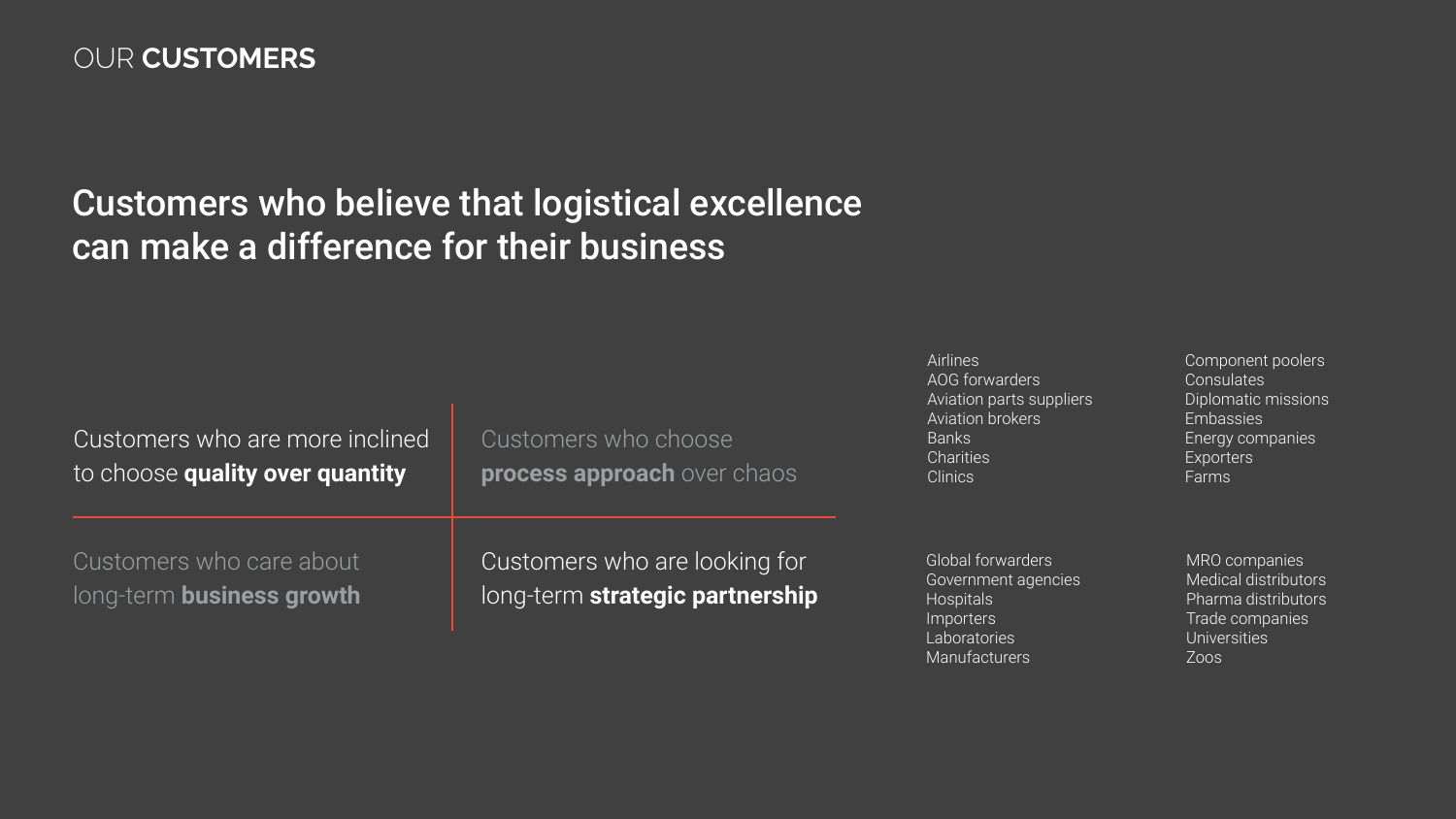OUR **CUSTOMERS**

# Customers who believe that logistical excellence can make a difference for their business

Customers who are more inclined to choose **quality over quantity**

Customers who choose **process approach** over chaos

Customers who care about long-term **business growth**

Customers who are looking for long-term **strategic partnership**

- Airlines
- AOG forwarders
- Aviation parts suppliers
- Aviation brokers
- Banks
- Charities
- Clinics
- Component poolers
- Consulates
- Diplomatic missions
- Embassies
- Energy companies
- Exporters
- Farms
- Global forwarders
- Government agencies
- Hospitals
- Importers
- Laboratories
- Manufacturers
- MRO companies
- Medical distributors
- Pharma distributors
- Trade companies
- Universities
- Zoos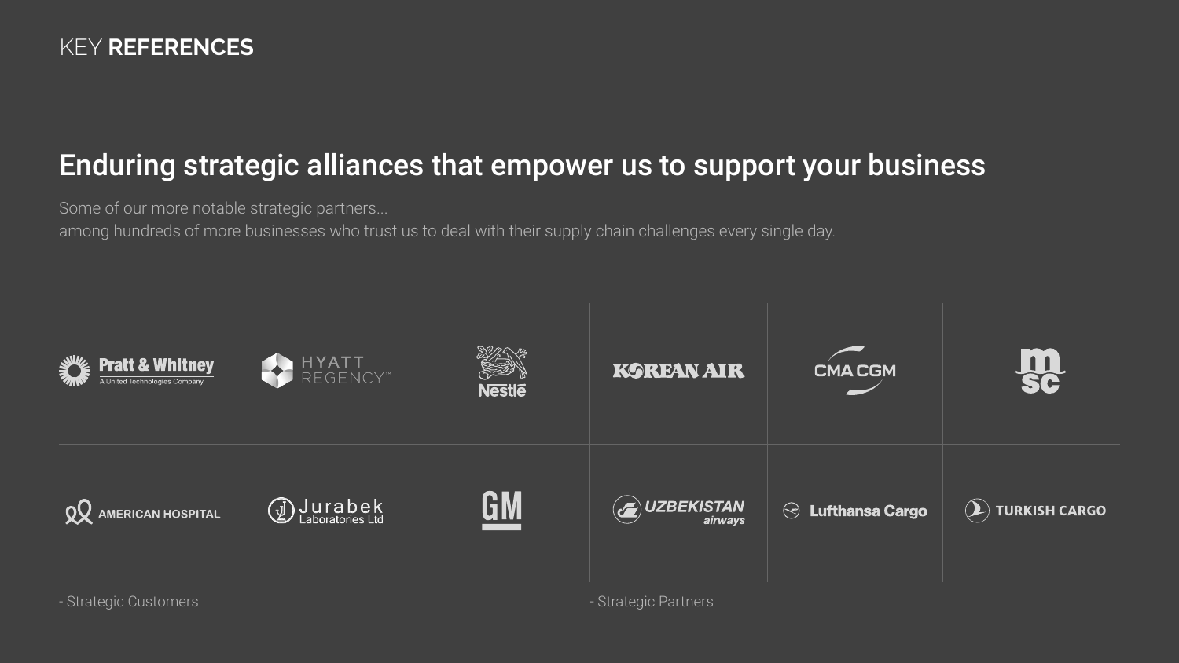KEY **REFERENCES**

## Enduring strategic alliances that empower us to support your business

Some of our more notable strategic partners...
among hundreds of more businesses who trust us to deal with their supply chain challenges every single day.

| | | | | | |
|---|---|---|---|---|---|
| Pratt & Whitney (A United Technologies Company) | HYATT REGENCY | Nestlé | KOREAN AIR | CMA CGM | msc |
| AMERICAN HOSPITAL | Jurabek Laboratories Ltd | GM | UZBEKISTAN airways | Lufthansa Cargo | TURKISH CARGO |

- Strategic Customers

- Strategic Partners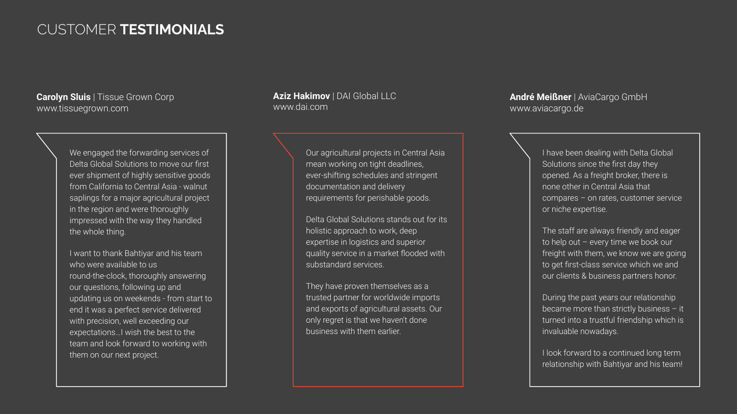# CUSTOMER **TESTIMONIALS**

**Carolyn Sluis** | Tissue Grown Corp
www.tissuegrown.com

We engaged the forwarding services of Delta Global Solutions to move our first ever shipment of highly sensitive goods from California to Central Asia - walnut saplings for a major agricultural project in the region and were thoroughly impressed with the way they handled the whole thing.

I want to thank Bahtiyar and his team who were available to us round-the-clock, thoroughly answering our questions, following up and updating us on weekends - from start to end it was a perfect service delivered with precision, well exceeding our expectations...I wish the best to the team and look forward to working with them on our next project.

**Aziz Hakimov** | DAI Global LLC
www.dai.com

Our agricultural projects in Central Asia mean working on tight deadlines, ever-shifting schedules and stringent documentation and delivery requirements for perishable goods.

Delta Global Solutions stands out for its holistic approach to work, deep expertise in logistics and superior quality service in a market flooded with substandard services.

They have proven themselves as a trusted partner for worldwide imports and exports of agricultural assets. Our only regret is that we haven't done business with them earlier.

**André Meißner** | AviaCargo GmbH
www.aviacargo.de

I have been dealing with Delta Global Solutions since the first day they opened. As a freight broker, there is none other in Central Asia that compares – on rates, customer service or niche expertise.

The staff are always friendly and eager to help out – every time we book our freight with them, we know we are going to get first-class service which we and our clients & business partners honor.

During the past years our relationship became more than strictly business – it turned into a trustful friendship which is invaluable nowadays.

I look forward to a continued long term relationship with Bahtiyar and his team!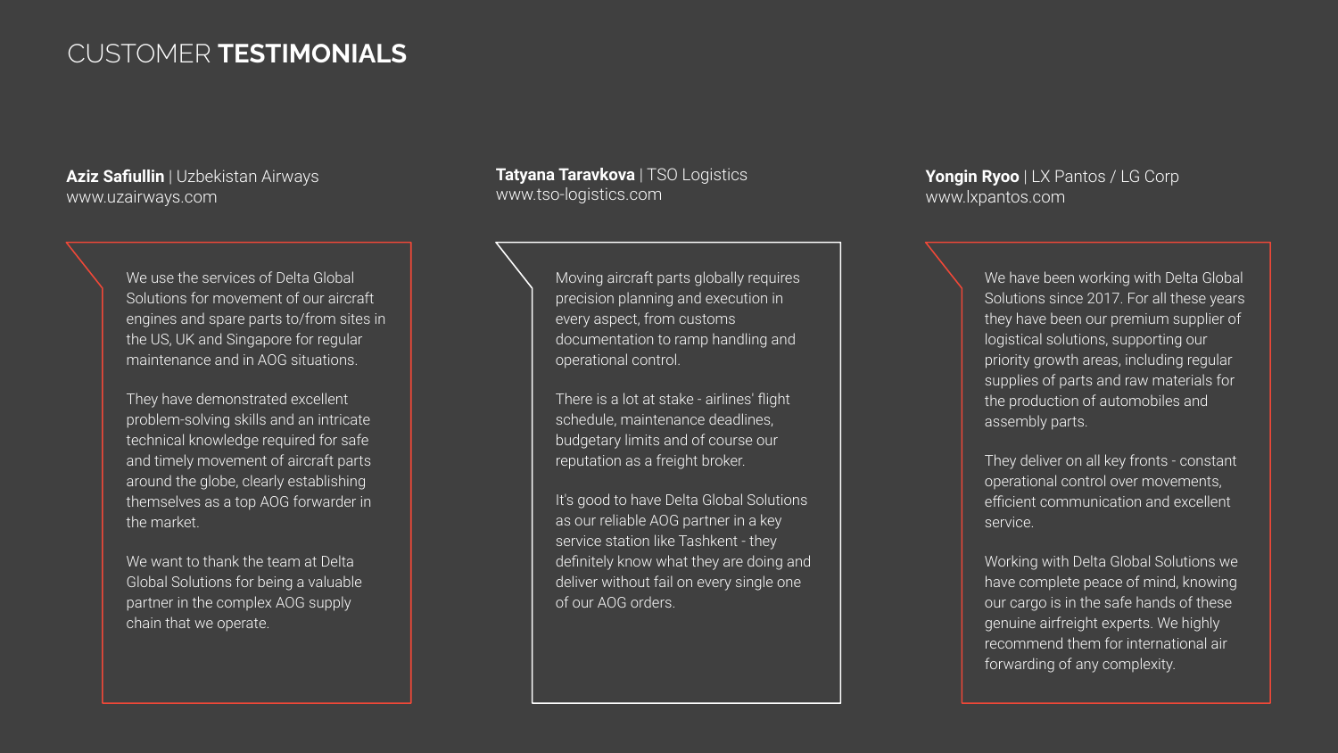# CUSTOMER **TESTIMONIALS**

**Aziz Safiullin** | Uzbekistan Airways
www.uzairways.com

We use the services of Delta Global Solutions for movement of our aircraft engines and spare parts to/from sites in the US, UK and Singapore for regular maintenance and in AOG situations.

They have demonstrated excellent problem-solving skills and an intricate technical knowledge required for safe and timely movement of aircraft parts around the globe, clearly establishing themselves as a top AOG forwarder in the market.

We want to thank the team at Delta Global Solutions for being a valuable partner in the complex AOG supply chain that we operate.

**Tatyana Taravkova** | TSO Logistics
www.tso-logistics.com

Moving aircraft parts globally requires precision planning and execution in every aspect, from customs documentation to ramp handling and operational control.

There is a lot at stake - airlines' flight schedule, maintenance deadlines, budgetary limits and of course our reputation as a freight broker.

It's good to have Delta Global Solutions as our reliable AOG partner in a key service station like Tashkent - they definitely know what they are doing and deliver without fail on every single one of our AOG orders.

**Yongin Ryoo** | LX Pantos / LG Corp
www.lxpantos.com

We have been working with Delta Global Solutions since 2017. For all these years they have been our premium supplier of logistical solutions, supporting our priority growth areas, including regular supplies of parts and raw materials for the production of automobiles and assembly parts.

They deliver on all key fronts - constant operational control over movements, efficient communication and excellent service.

Working with Delta Global Solutions we have complete peace of mind, knowing our cargo is in the safe hands of these genuine airfreight experts. We highly recommend them for international air forwarding of any complexity.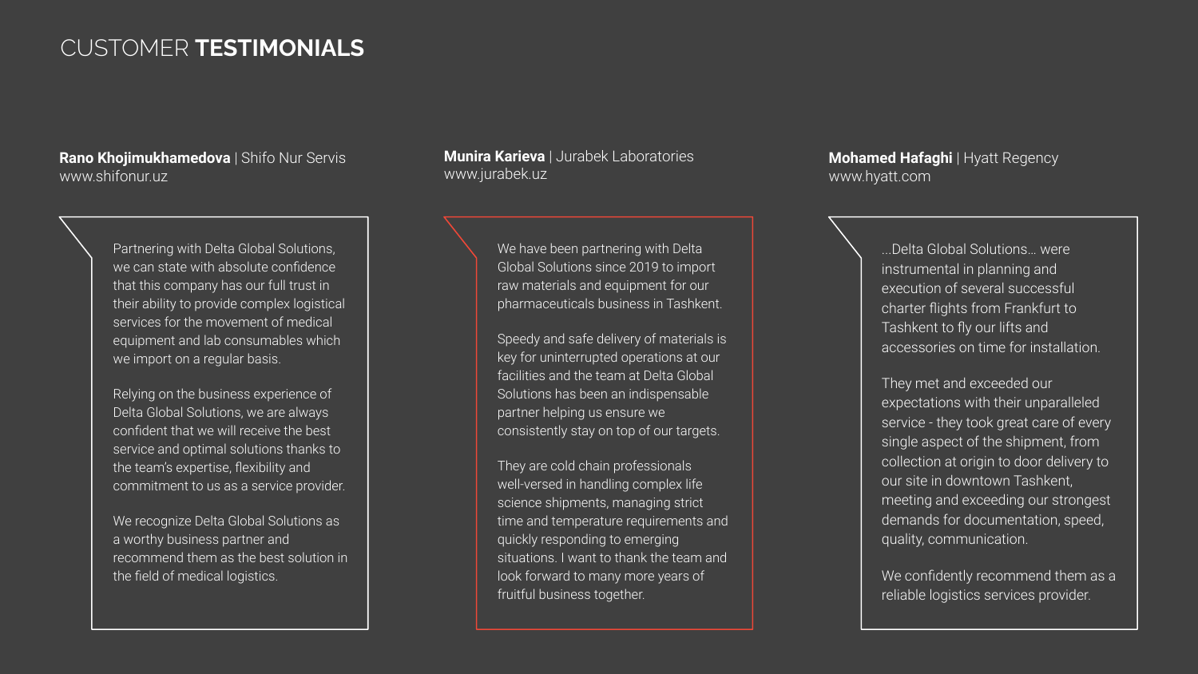# CUSTOMER **TESTIMONIALS**

**Rano Khojimukhamedova** | Shifo Nur Servis
www.shifonur.uz

Partnering with Delta Global Solutions, we can state with absolute confidence that this company has our full trust in their ability to provide complex logistical services for the movement of medical equipment and lab consumables which we import on a regular basis.

Relying on the business experience of Delta Global Solutions, we are always confident that we will receive the best service and optimal solutions thanks to the team's expertise, flexibility and commitment to us as a service provider.

We recognize Delta Global Solutions as a worthy business partner and recommend them as the best solution in the field of medical logistics.

**Munira Karieva** | Jurabek Laboratories
www.jurabek.uz

We have been partnering with Delta Global Solutions since 2019 to import raw materials and equipment for our pharmaceuticals business in Tashkent.

Speedy and safe delivery of materials is key for uninterrupted operations at our facilities and the team at Delta Global Solutions has been an indispensable partner helping us ensure we consistently stay on top of our targets.

They are cold chain professionals well-versed in handling complex life science shipments, managing strict time and temperature requirements and quickly responding to emerging situations. I want to thank the team and look forward to many more years of fruitful business together.

**Mohamed Hafaghi** | Hyatt Regency
www.hyatt.com

...Delta Global Solutions... were instrumental in planning and execution of several successful charter flights from Frankfurt to Tashkent to fly our lifts and accessories on time for installation.

They met and exceeded our expectations with their unparalleled service - they took great care of every single aspect of the shipment, from collection at origin to door delivery to our site in downtown Tashkent, meeting and exceeding our strongest demands for documentation, speed, quality, communication.

We confidently recommend them as a reliable logistics services provider.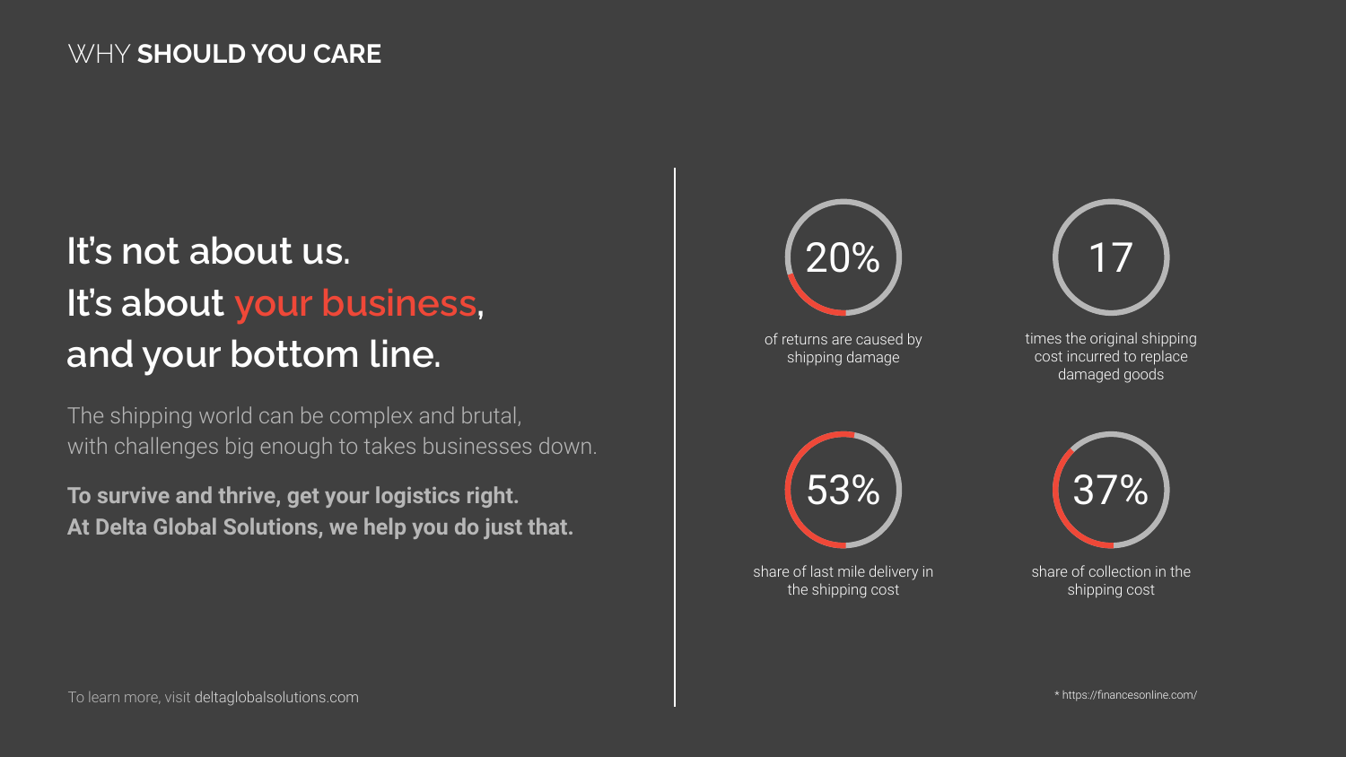WHY **SHOULD YOU CARE**

# It's not about us.
# It's about your business,
# and your bottom line.

The shipping world can be complex and brutal,
with challenges big enough to takes businesses down.

**To survive and thrive, get your logistics right.**
**At Delta Global Solutions, we help you do just that.**

**20%**
of returns are caused by shipping damage

**17**
times the original shipping cost incurred to replace damaged goods

**53%**
share of last mile delivery in the shipping cost

**37%**
share of collection in the shipping cost

To learn more, visit deltaglobalsolutions.com

* https://financesonline.com/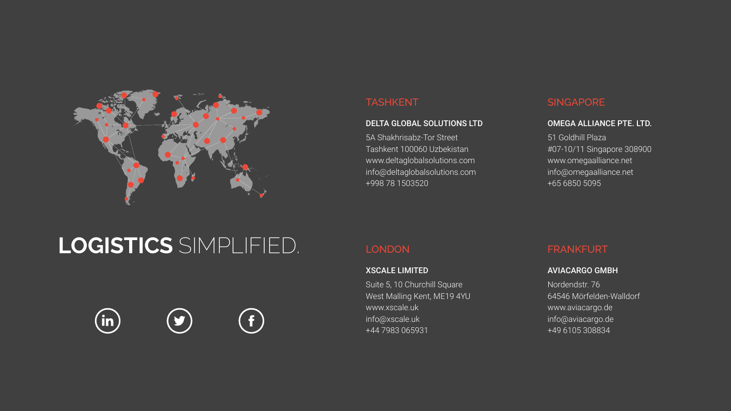**LOGISTICS** SIMPLIFIED.

## TASHKENT

**DELTA GLOBAL SOLUTIONS LTD**

5A Shakhrisabz-Tor Street
Tashkent 100060 Uzbekistan
www.deltaglobalsolutions.com
info@deltaglobalsolutions.com
+998 78 1503520

## SINGAPORE

**OMEGA ALLIANCE PTE. LTD.**

51 Goldhill Plaza
#07-10/11 Singapore 308900
www.omegaalliance.net
info@omegaalliance.net
+65 6850 5095

## LONDON

**XSCALE LIMITED**

Suite 5, 10 Churchill Square
West Malling Kent, ME19 4YU
www.xscale.uk
info@xscale.uk
+44 7983 065931

## FRANKFURT

**AVIACARGO GMBH**

Nordendstr. 76
64546 Mörfelden-Walldorf
www.aviacargo.de
info@aviacargo.de
+49 6105 308834